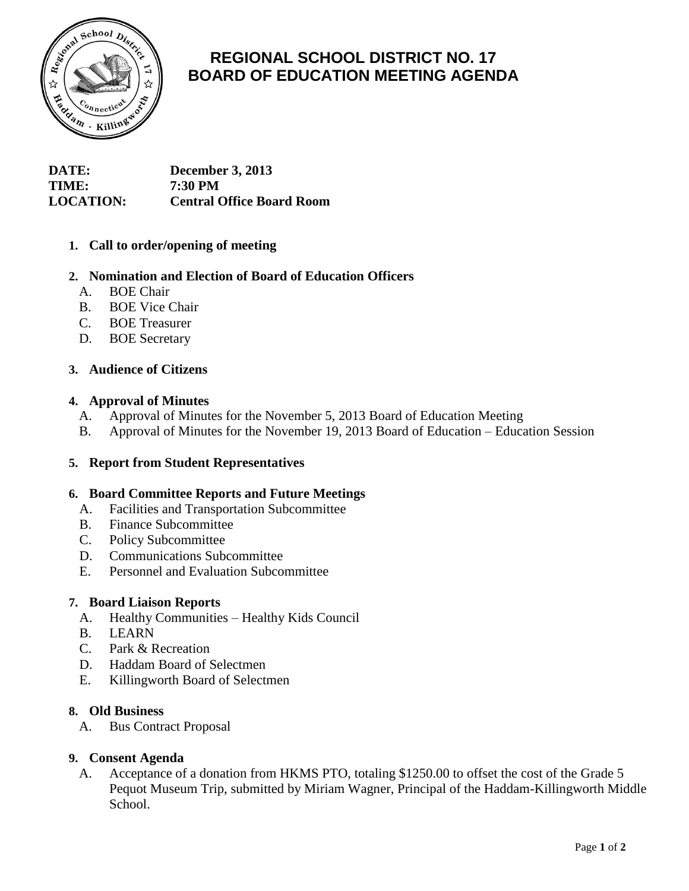# REGIONAL SCHOOL DISTRICT NO. 17
# BOARD OF EDUCATION MEETING AGENDA

**DATE:** December 3, 2013
**TIME:** 7:30 PM
**LOCATION:** Central Office Board Room

1. **Call to order/opening of meeting**

2. **Nomination and Election of Board of Education Officers**
   A. BOE Chair
   B. BOE Vice Chair
   C. BOE Treasurer
   D. BOE Secretary

3. **Audience of Citizens**

4. **Approval of Minutes**
   A. Approval of Minutes for the November 5, 2013 Board of Education Meeting
   B. Approval of Minutes for the November 19, 2013 Board of Education – Education Session

5. **Report from Student Representatives**

6. **Board Committee Reports and Future Meetings**
   A. Facilities and Transportation Subcommittee
   B. Finance Subcommittee
   C. Policy Subcommittee
   D. Communications Subcommittee
   E. Personnel and Evaluation Subcommittee

7. **Board Liaison Reports**
   A. Healthy Communities – Healthy Kids Council
   B. LEARN
   C. Park & Recreation
   D. Haddam Board of Selectmen
   E. Killingworth Board of Selectmen

8. **Old Business**
   A. Bus Contract Proposal

9. **Consent Agenda**
   A. Acceptance of a donation from HKMS PTO, totaling $1250.00 to offset the cost of the Grade 5 Pequot Museum Trip, submitted by Miriam Wagner, Principal of the Haddam-Killingworth Middle School.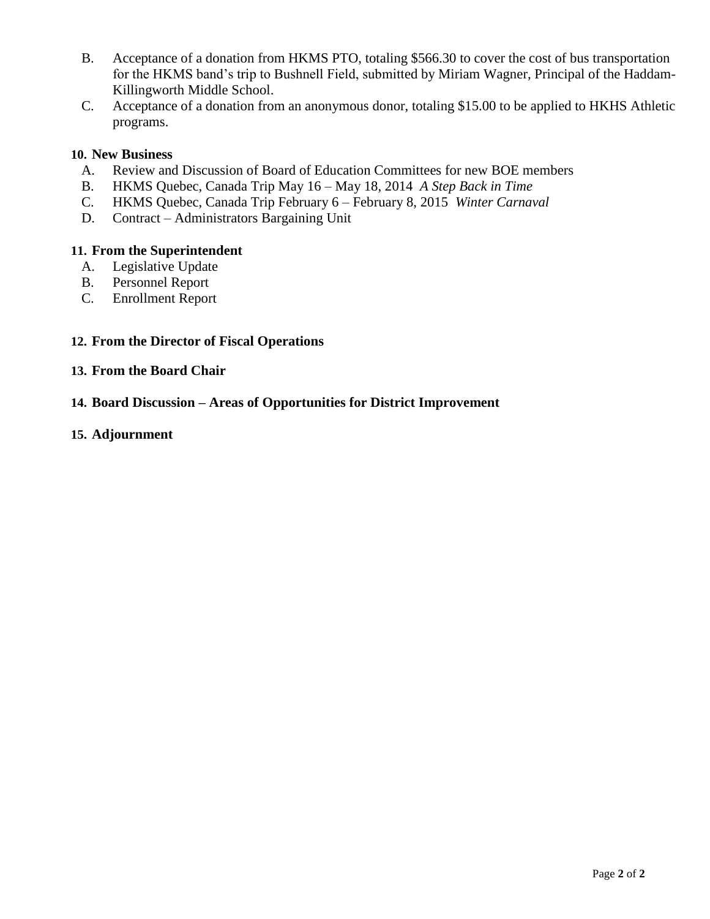B. Acceptance of a donation from HKMS PTO, totaling $566.30 to cover the cost of bus transportation for the HKMS band's trip to Bushnell Field, submitted by Miriam Wagner, Principal of the Haddam-Killingworth Middle School.

C. Acceptance of a donation from an anonymous donor, totaling $15.00 to be applied to HKHS Athletic programs.

**10. New Business**

A. Review and Discussion of Board of Education Committees for new BOE members

B. HKMS Quebec, Canada Trip May 16 – May 18, 2014 *A Step Back in Time*

C. HKMS Quebec, Canada Trip February 6 – February 8, 2015 *Winter Carnaval*

D. Contract – Administrators Bargaining Unit

**11. From the Superintendent**

A. Legislative Update

B. Personnel Report

C. Enrollment Report

**12. From the Director of Fiscal Operations**

**13. From the Board Chair**

**14. Board Discussion – Areas of Opportunities for District Improvement**

**15. Adjournment**